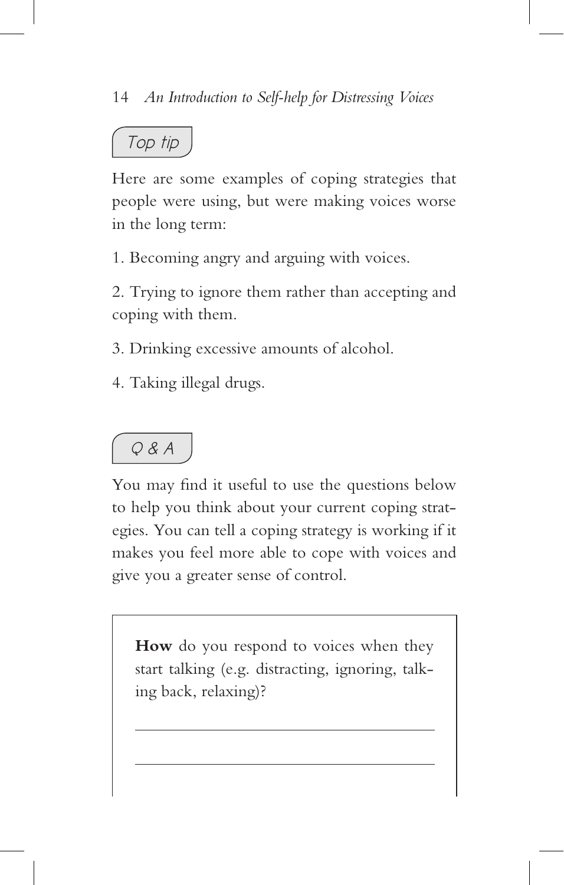### Top tip

Here are some examples of coping strategies that people were using, but were making voices worse in the long term:

1. Becoming angry and arguing with voices.

2. Trying to ignore them rather than accepting and coping with them.

3. Drinking excessive amounts of alcohol.

4. Taking illegal drugs.

### Q & A

You may find it useful to use the questions below to help you think about your current coping strategies. You can tell a coping strategy is working if it makes you feel more able to cope with voices and give you a greater sense of control.

**How** do you respond to voices when they start talking (e.g. distracting, ignoring, talking back, relaxing)?

\_\_\_\_\_\_\_\_\_\_\_\_\_\_\_\_\_\_\_\_\_\_\_\_\_\_\_\_\_\_\_\_\_\_\_\_\_\_\_\_

\_\_\_\_\_\_\_\_\_\_\_\_\_\_\_\_\_\_\_\_\_\_\_\_\_\_\_\_\_\_\_\_\_\_\_\_\_\_\_\_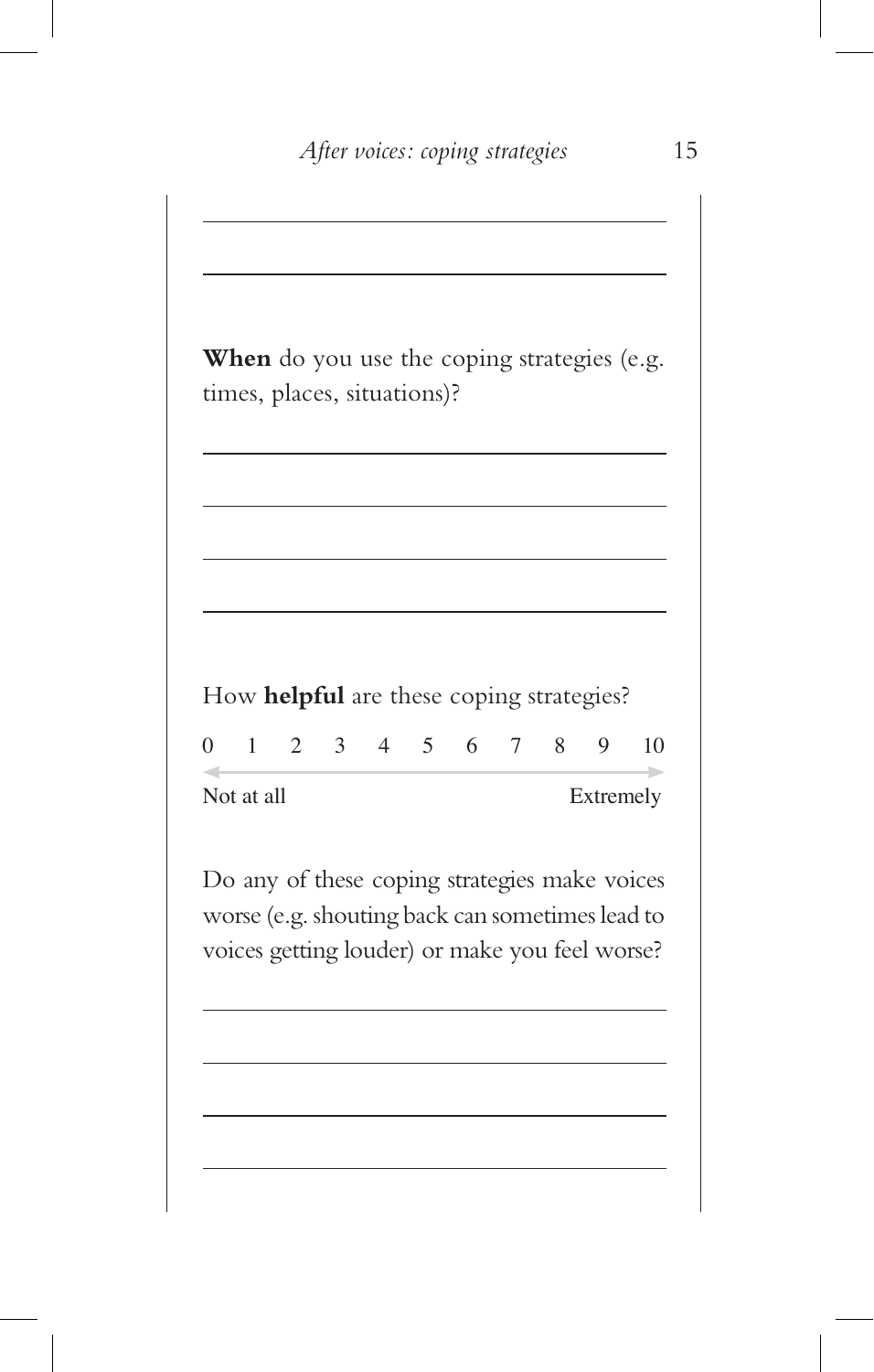**When** do you use the coping strategies (e.g. times, places, situations)?

How **helpful** are these coping strategies?

| 0 | 1 | 2 | 3 | 4 | 5 | 6 | 7 | 8 | 9 | 10 |
|---|---|---|---|---|---|---|---|---|---|---|
| Not at all | | | | | | | | | | Extremely |

Do any of these coping strategies make voices worse (e.g. shouting back can sometimes lead to voices getting louder) or make you feel worse?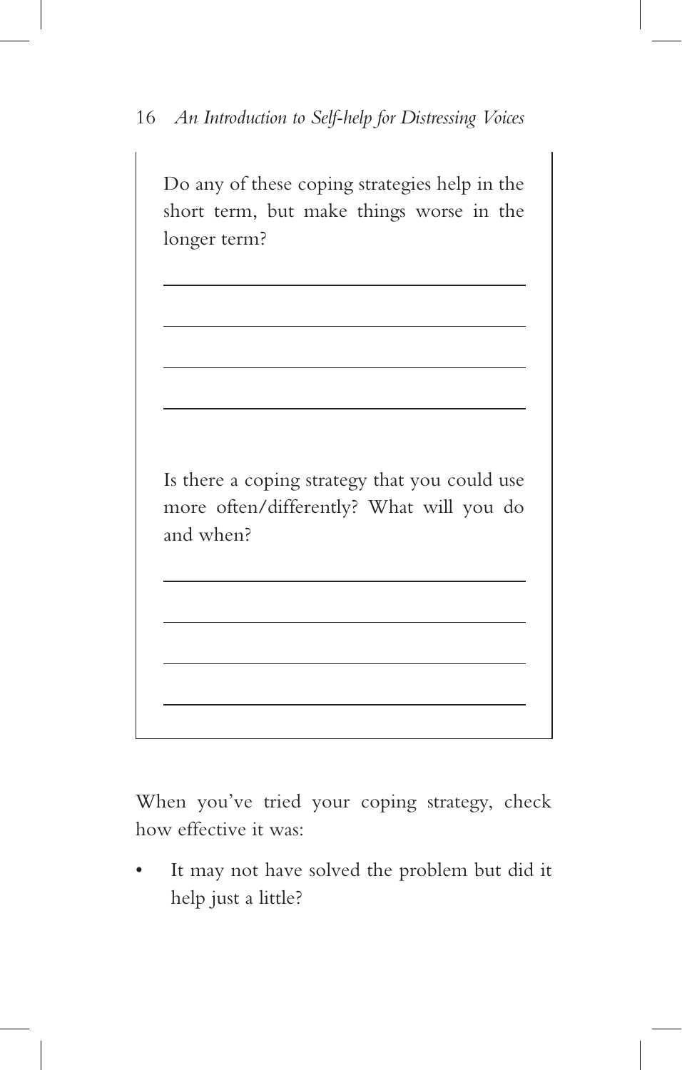Do any of these coping strategies help in the short term, but make things worse in the longer term?

\_\_\_\_\_\_\_\_\_\_\_\_\_\_\_\_\_\_\_\_\_\_\_\_\_\_\_\_\_\_\_\_\_\_\_\_\_\_\_\_

\_\_\_\_\_\_\_\_\_\_\_\_\_\_\_\_\_\_\_\_\_\_\_\_\_\_\_\_\_\_\_\_\_\_\_\_\_\_\_\_

\_\_\_\_\_\_\_\_\_\_\_\_\_\_\_\_\_\_\_\_\_\_\_\_\_\_\_\_\_\_\_\_\_\_\_\_\_\_\_\_

\_\_\_\_\_\_\_\_\_\_\_\_\_\_\_\_\_\_\_\_\_\_\_\_\_\_\_\_\_\_\_\_\_\_\_\_\_\_\_\_

Is there a coping strategy that you could use more often/differently? What will you do and when?

\_\_\_\_\_\_\_\_\_\_\_\_\_\_\_\_\_\_\_\_\_\_\_\_\_\_\_\_\_\_\_\_\_\_\_\_\_\_\_\_

\_\_\_\_\_\_\_\_\_\_\_\_\_\_\_\_\_\_\_\_\_\_\_\_\_\_\_\_\_\_\_\_\_\_\_\_\_\_\_\_

\_\_\_\_\_\_\_\_\_\_\_\_\_\_\_\_\_\_\_\_\_\_\_\_\_\_\_\_\_\_\_\_\_\_\_\_\_\_\_\_

\_\_\_\_\_\_\_\_\_\_\_\_\_\_\_\_\_\_\_\_\_\_\_\_\_\_\_\_\_\_\_\_\_\_\_\_\_\_\_\_

When you've tried your coping strategy, check how effective it was:

- It may not have solved the problem but did it help just a little?